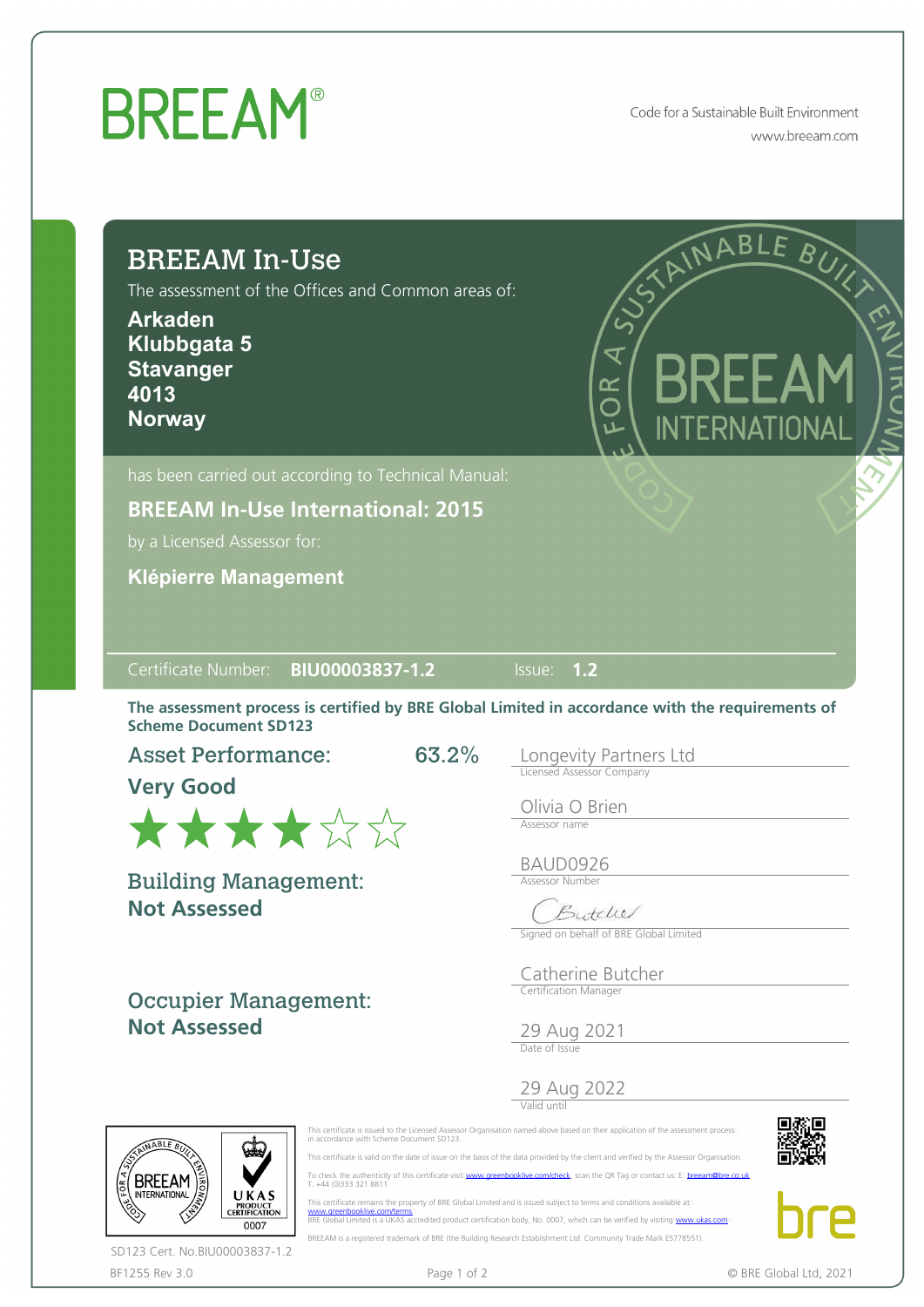# BREEAM®

Code for a Sustainable Built Environment
www.breeam.com

## BREEAM In-Use

The assessment of the Offices and Common areas of:

**Arkaden**
**Klubbgata 5**
**Stavanger**
**4013**
**Norway**

has been carried out according to Technical Manual:

**BREEAM In-Use International: 2015**

by a Licensed Assessor for:

**Klépierre Management**

Certificate Number: **BIU00003837-1.2** Issue: **1.2**

**The assessment process is certified by BRE Global Limited in accordance with the requirements of Scheme Document SD123**

**Asset Performance:** 63.2%
**Very Good**
★★★★☆☆

**Building Management:**
**Not Assessed**

**Occupier Management:**
**Not Assessed**

Longevity Partners Ltd
Licensed Assessor Company

Olivia O Brien
Assessor name

BAUD0926
Assessor Number

Signed on behalf of BRE Global Limited

Catherine Butcher
Certification Manager

29 Aug 2021
Date of Issue

29 Aug 2022
Valid until

This certificate is issued to the Licensed Assessor Organisation named above based on their application of the assessment process in accordance with Scheme Document SD123.

This certificate is valid on the date of issue on the basis of the data provided by the client and verified by the Assessor Organisation.

To check the authenticity of this certificate visit www.greenbooklive.com/check, scan the QR Tag or contact us: E: breeam@bre.co.uk T. +44 (0)333 321 8811

This certificate remains the property of BRE Global Limited and is issued subject to terms and conditions available at: www.greenbooklive.com/terms
BRE Global Limited is a UKAS accredited product certification body, No. 0007, which can be verified by visiting www.ukas.com

BREEAM is a registered trademark of BRE (the Building Research Establishment Ltd. Community Trade Mark E5778551).

SD123 Cert. No.BIU00003837-1.2

BF1255 Rev 3.0 © BRE Global Ltd, 2021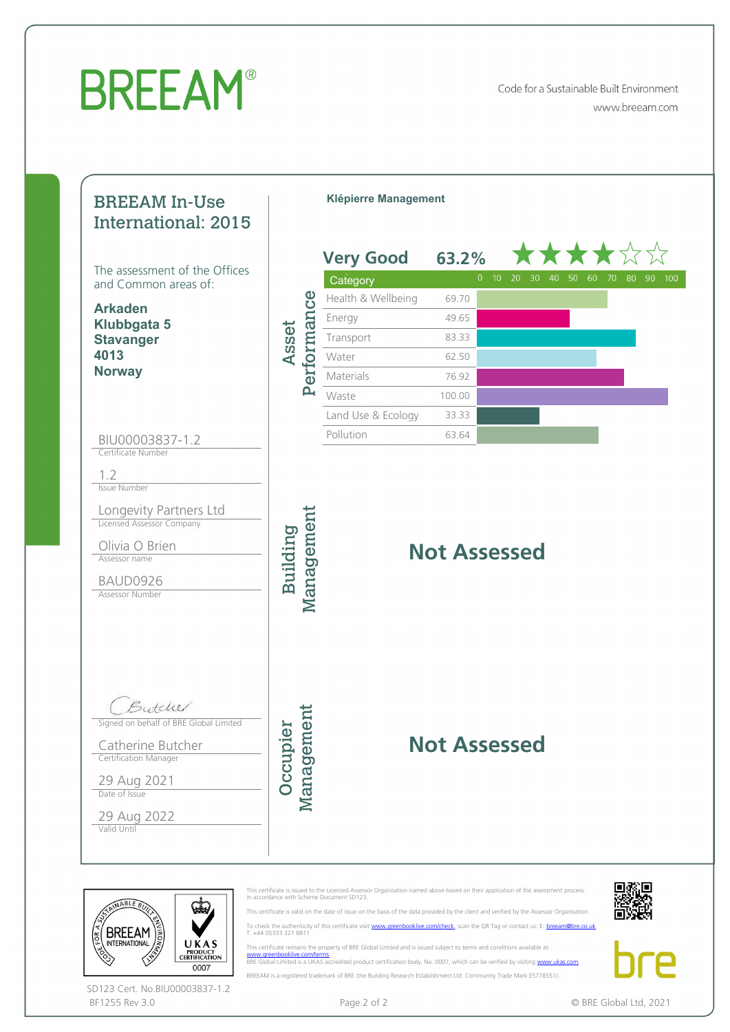# BREEAM®

Code for a Sustainable Built Environment
www.breeam.com

## BREEAM In-Use International: 2015

The assessment of the Offices and Common areas of:

**Arkaden**
**Klubbgata 5**
**Stavanger**
**4013**
**Norway**

BIU00003837-1.2
Certificate Number

1.2
Issue Number

Longevity Partners Ltd
Licensed Assessor Company

Olivia O Brien
Assessor name

BAUD0926
Assessor Number

Signed on behalf of BRE Global Limited

Catherine Butcher
Certification Manager

29 Aug 2021
Date of Issue

29 Aug 2022
Valid Until

**Klépierre Management**

### Asset Performance

**Very Good** **63.2%** ★★★★☆☆

| Category | Score |
|---|---|
| Health & Wellbeing | 69.70 |
| Energy | 49.65 |
| Transport | 83.33 |
| Water | 62.50 |
| Materials | 76.92 |
| Waste | 100.00 |
| Land Use & Ecology | 33.33 |
| Pollution | 63.64 |

0 10 20 30 40 50 60 70 80 90 100

### Building Management

**Not Assessed**

### Occupier Management

**Not Assessed**

This certificate is issued to the Licensed Assessor Organisation named above based on their application of the assessment process in accordance with Scheme Document SD123.

This certificate is valid on the date of issue on the basis of the data provided by the client and verified by the Assessor Organisation.

To check the authenticity of this certificate visit www.greenbooklive.com/check, scan the QR Tag or contact us: E: breeam@bre.co.uk T. +44 (0)333 321 8811

This certificate remains the property of BRE Global Limited and is issued subject to terms and conditions available at: www.greenbooklive.com/terms
BRE Global Limited is a UKAS accredited product certification body, No. 0007, which can be verified by visiting www.ukas.com

BREEAM is a registered trademark of BRE (the Building Research Establishment Ltd. Community Trade Mark E5778551).

SD123 Cert. No.BIU00003837-1.2
BF1255 Rev 3.0

© BRE Global Ltd, 2021